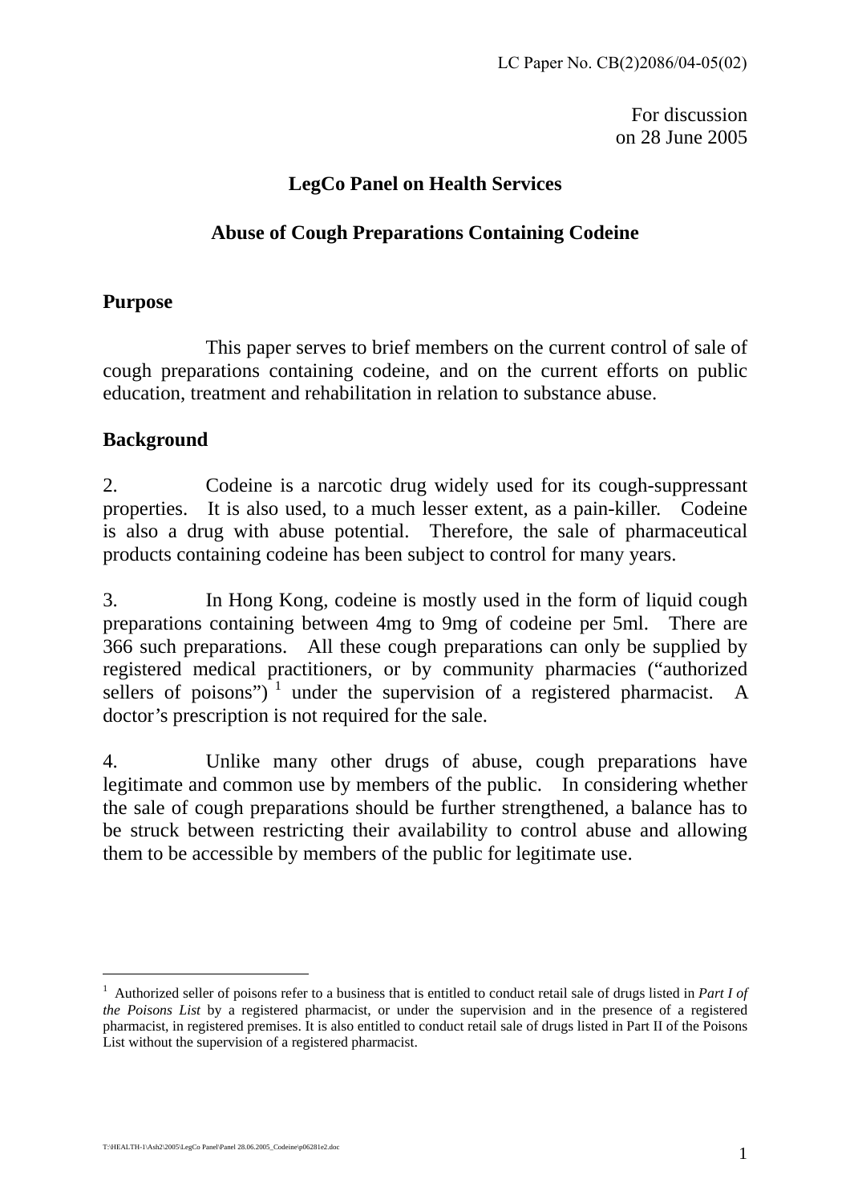LC Paper No. CB(2)2086/04-05(02)

For discussion
on 28 June 2005

# LegCo Panel on Health Services

## Abuse of Cough Preparations Containing Codeine

### Purpose

This paper serves to brief members on the current control of sale of cough preparations containing codeine, and on the current efforts on public education, treatment and rehabilitation in relation to substance abuse.

### Background

2. Codeine is a narcotic drug widely used for its cough-suppressant properties. It is also used, to a much lesser extent, as a pain-killer. Codeine is also a drug with abuse potential. Therefore, the sale of pharmaceutical products containing codeine has been subject to control for many years.

3. In Hong Kong, codeine is mostly used in the form of liquid cough preparations containing between 4mg to 9mg of codeine per 5ml. There are 366 such preparations. All these cough preparations can only be supplied by registered medical practitioners, or by community pharmacies ("authorized sellers of poisons") [1] under the supervision of a registered pharmacist. A doctor's prescription is not required for the sale.

4. Unlike many other drugs of abuse, cough preparations have legitimate and common use by members of the public. In considering whether the sale of cough preparations should be further strengthened, a balance has to be struck between restricting their availability to control abuse and allowing them to be accessible by members of the public for legitimate use.

---

[1] Authorized seller of poisons refer to a business that is entitled to conduct retail sale of drugs listed in *Part I of the Poisons List* by a registered pharmacist, or under the supervision and in the presence of a registered pharmacist, in registered premises. It is also entitled to conduct retail sale of drugs listed in Part II of the Poisons List without the supervision of a registered pharmacist.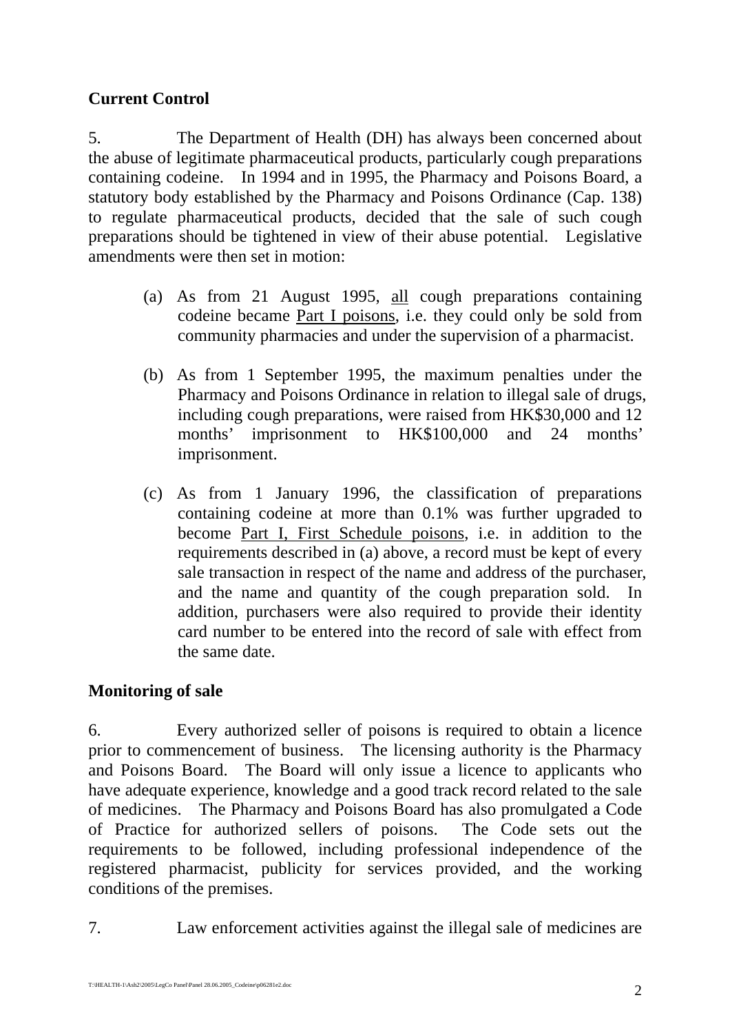**Current Control**

5. The Department of Health (DH) has always been concerned about the abuse of legitimate pharmaceutical products, particularly cough preparations containing codeine. In 1994 and in 1995, the Pharmacy and Poisons Board, a statutory body established by the Pharmacy and Poisons Ordinance (Cap. 138) to regulate pharmaceutical products, decided that the sale of such cough preparations should be tightened in view of their abuse potential. Legislative amendments were then set in motion:

(a) As from 21 August 1995, <u>all</u> cough preparations containing codeine became <u>Part I poisons</u>, i.e. they could only be sold from community pharmacies and under the supervision of a pharmacist.

(b) As from 1 September 1995, the maximum penalties under the Pharmacy and Poisons Ordinance in relation to illegal sale of drugs, including cough preparations, were raised from HK$30,000 and 12 months' imprisonment to HK$100,000 and 24 months' imprisonment.

(c) As from 1 January 1996, the classification of preparations containing codeine at more than 0.1% was further upgraded to become <u>Part I, First Schedule poisons</u>, i.e. in addition to the requirements described in (a) above, a record must be kept of every sale transaction in respect of the name and address of the purchaser, and the name and quantity of the cough preparation sold. In addition, purchasers were also required to provide their identity card number to be entered into the record of sale with effect from the same date.

**Monitoring of sale**

6. Every authorized seller of poisons is required to obtain a licence prior to commencement of business. The licensing authority is the Pharmacy and Poisons Board. The Board will only issue a licence to applicants who have adequate experience, knowledge and a good track record related to the sale of medicines. The Pharmacy and Poisons Board has also promulgated a Code of Practice for authorized sellers of poisons. The Code sets out the requirements to be followed, including professional independence of the registered pharmacist, publicity for services provided, and the working conditions of the premises.

7. Law enforcement activities against the illegal sale of medicines are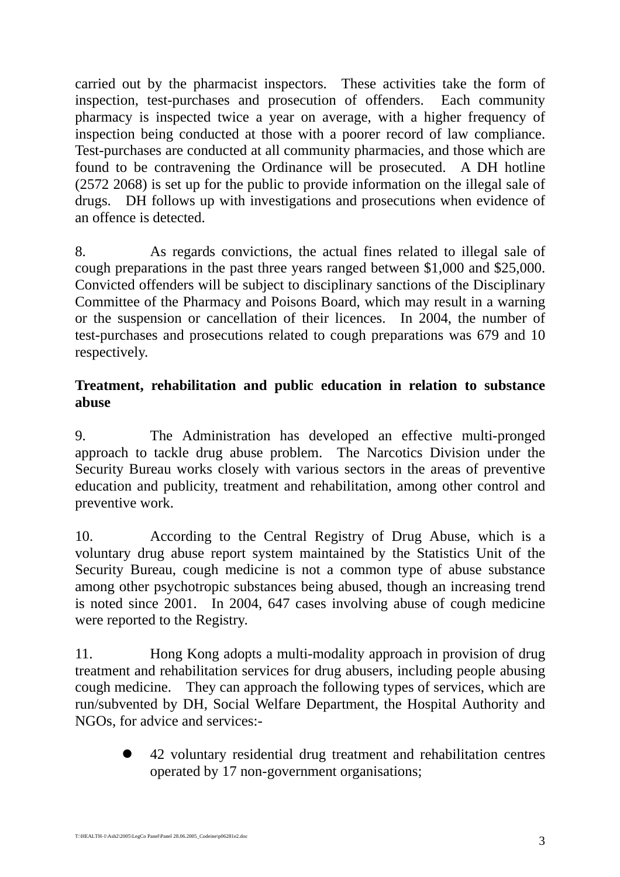carried out by the pharmacist inspectors. These activities take the form of inspection, test-purchases and prosecution of offenders. Each community pharmacy is inspected twice a year on average, with a higher frequency of inspection being conducted at those with a poorer record of law compliance. Test-purchases are conducted at all community pharmacies, and those which are found to be contravening the Ordinance will be prosecuted. A DH hotline (2572 2068) is set up for the public to provide information on the illegal sale of drugs. DH follows up with investigations and prosecutions when evidence of an offence is detected.

8. As regards convictions, the actual fines related to illegal sale of cough preparations in the past three years ranged between $1,000 and $25,000. Convicted offenders will be subject to disciplinary sanctions of the Disciplinary Committee of the Pharmacy and Poisons Board, which may result in a warning or the suspension or cancellation of their licences. In 2004, the number of test-purchases and prosecutions related to cough preparations was 679 and 10 respectively.

**Treatment, rehabilitation and public education in relation to substance abuse**

9. The Administration has developed an effective multi-pronged approach to tackle drug abuse problem. The Narcotics Division under the Security Bureau works closely with various sectors in the areas of preventive education and publicity, treatment and rehabilitation, among other control and preventive work.

10. According to the Central Registry of Drug Abuse, which is a voluntary drug abuse report system maintained by the Statistics Unit of the Security Bureau, cough medicine is not a common type of abuse substance among other psychotropic substances being abused, though an increasing trend is noted since 2001. In 2004, 647 cases involving abuse of cough medicine were reported to the Registry.

11. Hong Kong adopts a multi-modality approach in provision of drug treatment and rehabilitation services for drug abusers, including people abusing cough medicine. They can approach the following types of services, which are run/subvented by DH, Social Welfare Department, the Hospital Authority and NGOs, for advice and services:-

- 42 voluntary residential drug treatment and rehabilitation centres operated by 17 non-government organisations;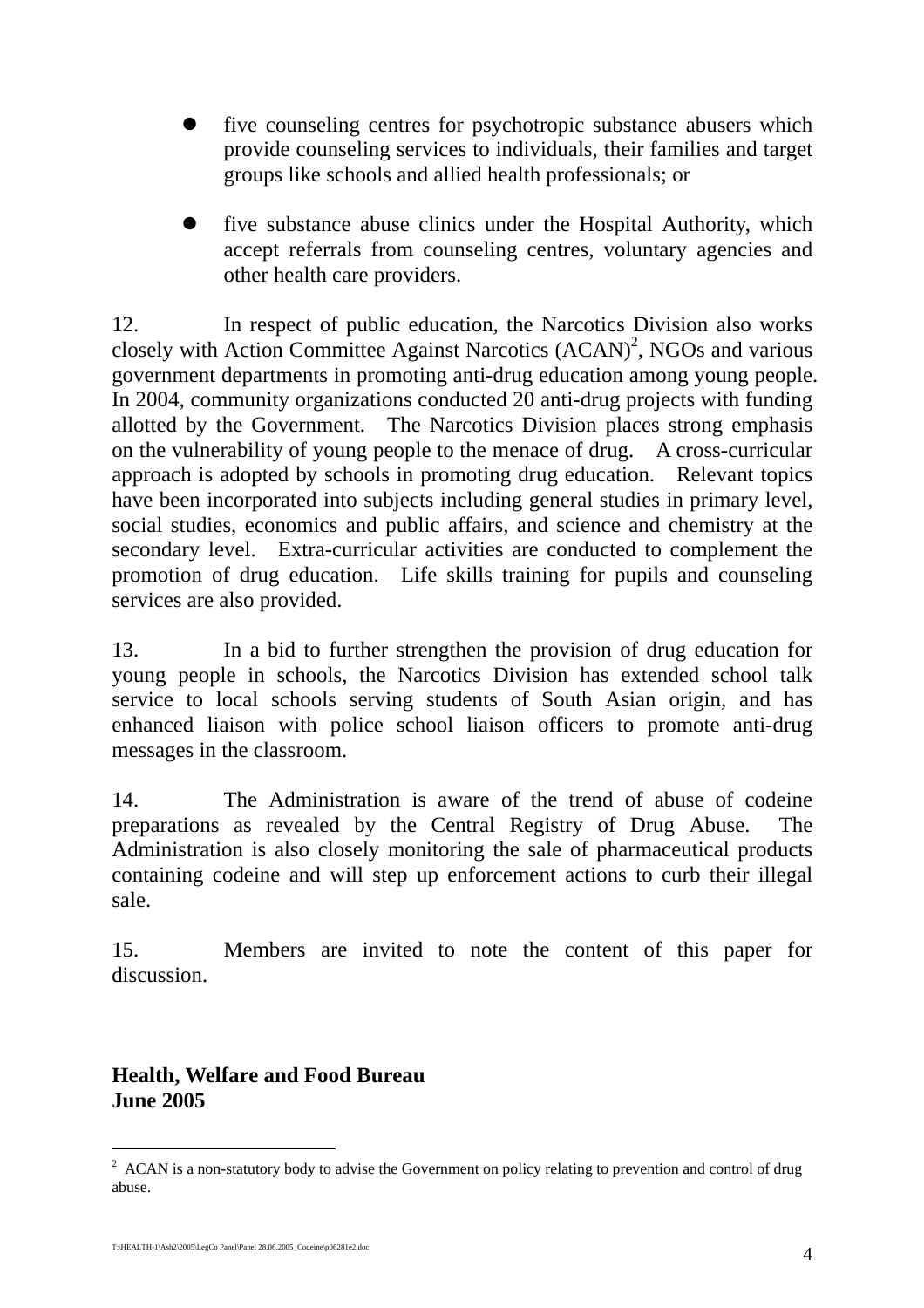- five counseling centres for psychotropic substance abusers which provide counseling services to individuals, their families and target groups like schools and allied health professionals; or

- five substance abuse clinics under the Hospital Authority, which accept referrals from counseling centres, voluntary agencies and other health care providers.

12. In respect of public education, the Narcotics Division also works closely with Action Committee Against Narcotics (ACAN)[2], NGOs and various government departments in promoting anti-drug education among young people. In 2004, community organizations conducted 20 anti-drug projects with funding allotted by the Government. The Narcotics Division places strong emphasis on the vulnerability of young people to the menace of drug. A cross-curricular approach is adopted by schools in promoting drug education. Relevant topics have been incorporated into subjects including general studies in primary level, social studies, economics and public affairs, and science and chemistry at the secondary level. Extra-curricular activities are conducted to complement the promotion of drug education. Life skills training for pupils and counseling services are also provided.

13. In a bid to further strengthen the provision of drug education for young people in schools, the Narcotics Division has extended school talk service to local schools serving students of South Asian origin, and has enhanced liaison with police school liaison officers to promote anti-drug messages in the classroom.

14. The Administration is aware of the trend of abuse of codeine preparations as revealed by the Central Registry of Drug Abuse. The Administration is also closely monitoring the sale of pharmaceutical products containing codeine and will step up enforcement actions to curb their illegal sale.

15. Members are invited to note the content of this paper for discussion.

**Health, Welfare and Food Bureau**
**June 2005**

---

[2] ACAN is a non-statutory body to advise the Government on policy relating to prevention and control of drug abuse.

T:\HEALTH-1\Ash2\2005\LegCo Panel\Panel 28.06.2005_Codeine\p06281e2.doc